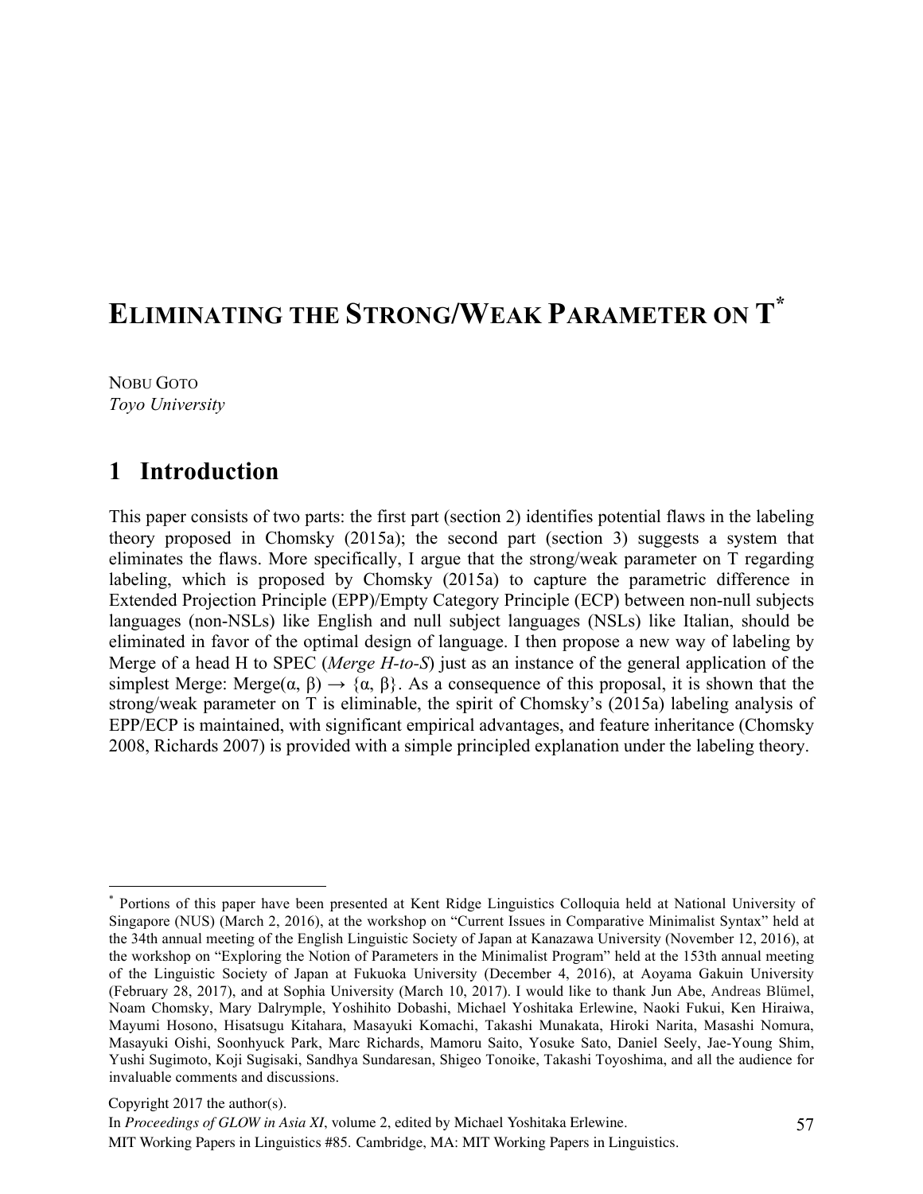# ELIMINATING THE STRONG/WEAK PARAMETER ON T[*]

NOBU GOTO
*Toyo University*

## 1 Introduction

This paper consists of two parts: the first part (section 2) identifies potential flaws in the labeling theory proposed in Chomsky (2015a); the second part (section 3) suggests a system that eliminates the flaws. More specifically, I argue that the strong/weak parameter on T regarding labeling, which is proposed by Chomsky (2015a) to capture the parametric difference in Extended Projection Principle (EPP)/Empty Category Principle (ECP) between non-null subjects languages (non-NSLs) like English and null subject languages (NSLs) like Italian, should be eliminated in favor of the optimal design of language. I then propose a new way of labeling by Merge of a head H to SPEC (*Merge H-to-S*) just as an instance of the general application of the simplest Merge: Merge(α, β) → {α, β}. As a consequence of this proposal, it is shown that the strong/weak parameter on T is eliminable, the spirit of Chomsky's (2015a) labeling analysis of EPP/ECP is maintained, with significant empirical advantages, and feature inheritance (Chomsky 2008, Richards 2007) is provided with a simple principled explanation under the labeling theory.

---

[*] Portions of this paper have been presented at Kent Ridge Linguistics Colloquia held at National University of Singapore (NUS) (March 2, 2016), at the workshop on "Current Issues in Comparative Minimalist Syntax" held at the 34th annual meeting of the English Linguistic Society of Japan at Kanazawa University (November 12, 2016), at the workshop on "Exploring the Notion of Parameters in the Minimalist Program" held at the 153th annual meeting of the Linguistic Society of Japan at Fukuoka University (December 4, 2016), at Aoyama Gakuin University (February 28, 2017), and at Sophia University (March 10, 2017). I would like to thank Jun Abe, Andreas Blümel, Noam Chomsky, Mary Dalrymple, Yoshihito Dobashi, Michael Yoshitaka Erlewine, Naoki Fukui, Ken Hiraiwa, Mayumi Hosono, Hisatsugu Kitahara, Masayuki Komachi, Takashi Munakata, Hiroki Narita, Masashi Nomura, Masayuki Oishi, Soonhyuck Park, Marc Richards, Mamoru Saito, Yosuke Sato, Daniel Seely, Jae-Young Shim, Yushi Sugimoto, Koji Sugisaki, Sandhya Sundaresan, Shigeo Tonoike, Takashi Toyoshima, and all the audience for invaluable comments and discussions.

Copyright 2017 the author(s).
In *Proceedings of GLOW in Asia XI*, volume 2, edited by Michael Yoshitaka Erlewine.
MIT Working Papers in Linguistics #85. Cambridge, MA: MIT Working Papers in Linguistics.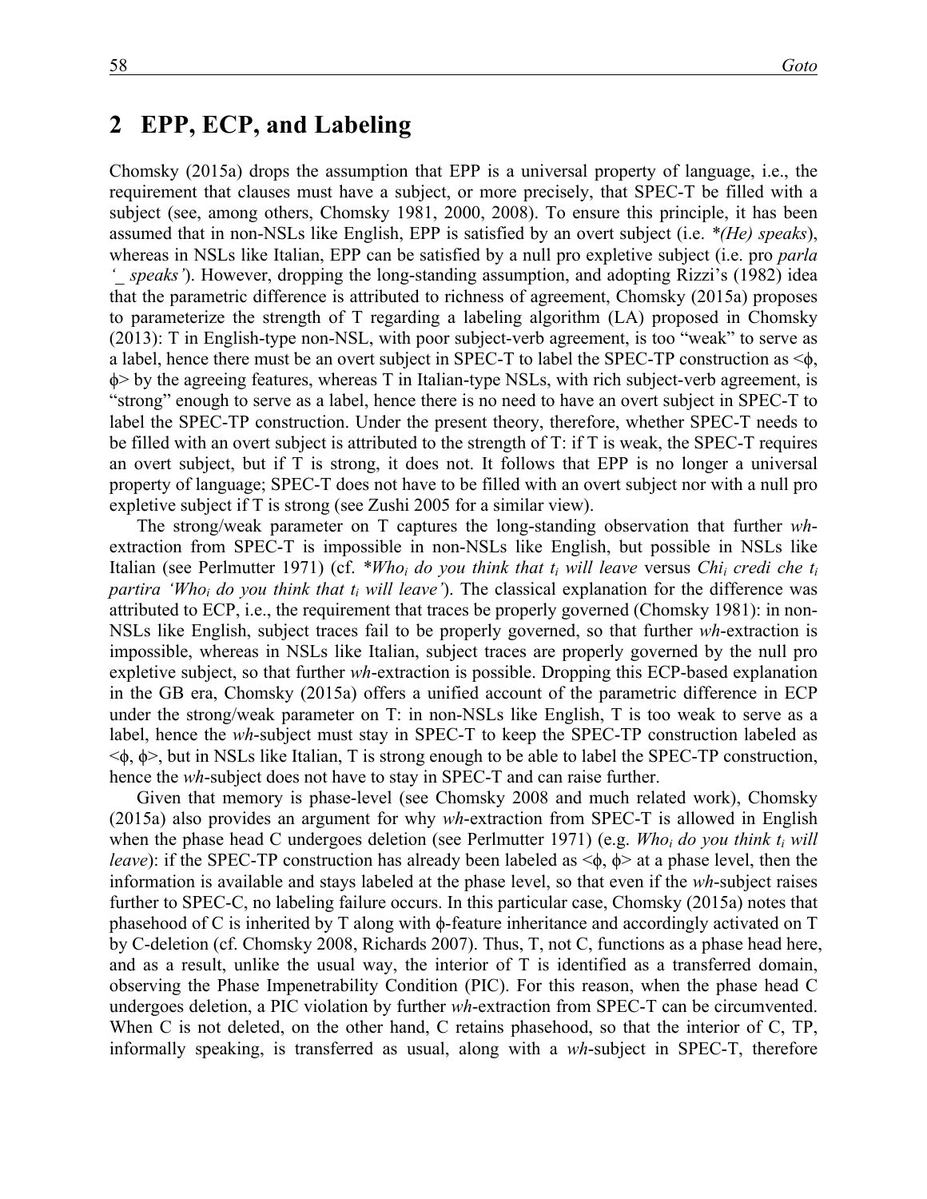## 2 EPP, ECP, and Labeling

Chomsky (2015a) drops the assumption that EPP is a universal property of language, i.e., the requirement that clauses must have a subject, or more precisely, that SPEC-T be filled with a subject (see, among others, Chomsky 1981, 2000, 2008). To ensure this principle, it has been assumed that in non-NSLs like English, EPP is satisfied by an overt subject (i.e. *\*(He) speaks*), whereas in NSLs like Italian, EPP can be satisfied by a null pro expletive subject (i.e. pro *parla '_ speaks'*). However, dropping the long-standing assumption, and adopting Rizzi's (1982) idea that the parametric difference is attributed to richness of agreement, Chomsky (2015a) proposes to parameterize the strength of T regarding a labeling algorithm (LA) proposed in Chomsky (2013): T in English-type non-NSL, with poor subject-verb agreement, is too "weak" to serve as a label, hence there must be an overt subject in SPEC-T to label the SPEC-TP construction as <ϕ, ϕ> by the agreeing features, whereas T in Italian-type NSLs, with rich subject-verb agreement, is "strong" enough to serve as a label, hence there is no need to have an overt subject in SPEC-T to label the SPEC-TP construction. Under the present theory, therefore, whether SPEC-T needs to be filled with an overt subject is attributed to the strength of T: if T is weak, the SPEC-T requires an overt subject, but if T is strong, it does not. It follows that EPP is no longer a universal property of language; SPEC-T does not have to be filled with an overt subject nor with a null pro expletive subject if T is strong (see Zushi 2005 for a similar view).

The strong/weak parameter on T captures the long-standing observation that further *wh*-extraction from SPEC-T is impossible in non-NSLs like English, but possible in NSLs like Italian (see Perlmutter 1971) (cf. *\*Who$_i$ do you think that t$_i$ will leave* versus *Chi$_i$ credi che t$_i$ partira 'Who$_i$ do you think that t$_i$ will leave'*). The classical explanation for the difference was attributed to ECP, i.e., the requirement that traces be properly governed (Chomsky 1981): in non-NSLs like English, subject traces fail to be properly governed, so that further *wh*-extraction is impossible, whereas in NSLs like Italian, subject traces are properly governed by the null pro expletive subject, so that further *wh*-extraction is possible. Dropping this ECP-based explanation in the GB era, Chomsky (2015a) offers a unified account of the parametric difference in ECP under the strong/weak parameter on T: in non-NSLs like English, T is too weak to serve as a label, hence the *wh*-subject must stay in SPEC-T to keep the SPEC-TP construction labeled as <ϕ, ϕ>, but in NSLs like Italian, T is strong enough to be able to label the SPEC-TP construction, hence the *wh*-subject does not have to stay in SPEC-T and can raise further.

Given that memory is phase-level (see Chomsky 2008 and much related work), Chomsky (2015a) also provides an argument for why *wh*-extraction from SPEC-T is allowed in English when the phase head C undergoes deletion (see Perlmutter 1971) (e.g. *Who$_i$ do you think t$_i$ will leave*): if the SPEC-TP construction has already been labeled as <ϕ, ϕ> at a phase level, then the information is available and stays labeled at the phase level, so that even if the *wh*-subject raises further to SPEC-C, no labeling failure occurs. In this particular case, Chomsky (2015a) notes that phasehood of C is inherited by T along with ϕ-feature inheritance and accordingly activated on T by C-deletion (cf. Chomsky 2008, Richards 2007). Thus, T, not C, functions as a phase head here, and as a result, unlike the usual way, the interior of T is identified as a transferred domain, observing the Phase Impenetrability Condition (PIC). For this reason, when the phase head C undergoes deletion, a PIC violation by further *wh*-extraction from SPEC-T can be circumvented. When C is not deleted, on the other hand, C retains phasehood, so that the interior of C, TP, informally speaking, is transferred as usual, along with a *wh*-subject in SPEC-T, therefore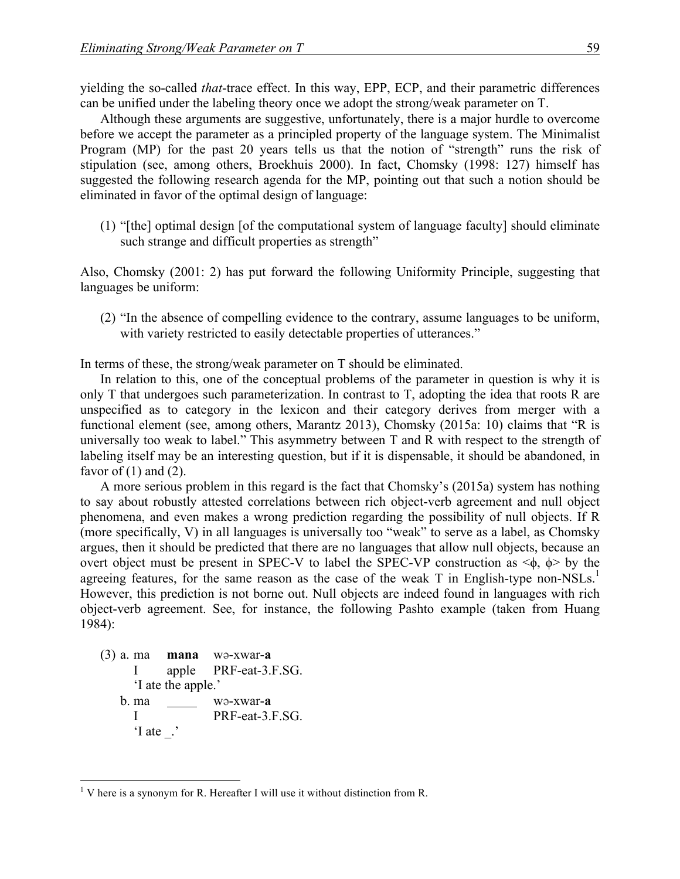yielding the so-called *that*-trace effect. In this way, EPP, ECP, and their parametric differences can be unified under the labeling theory once we adopt the strong/weak parameter on T.

Although these arguments are suggestive, unfortunately, there is a major hurdle to overcome before we accept the parameter as a principled property of the language system. The Minimalist Program (MP) for the past 20 years tells us that the notion of "strength" runs the risk of stipulation (see, among others, Broekhuis 2000). In fact, Chomsky (1998: 127) himself has suggested the following research agenda for the MP, pointing out that such a notion should be eliminated in favor of the optimal design of language:

(1) "[the] optimal design [of the computational system of language faculty] should eliminate such strange and difficult properties as strength"

Also, Chomsky (2001: 2) has put forward the following Uniformity Principle, suggesting that languages be uniform:

(2) "In the absence of compelling evidence to the contrary, assume languages to be uniform, with variety restricted to easily detectable properties of utterances."

In terms of these, the strong/weak parameter on T should be eliminated.

In relation to this, one of the conceptual problems of the parameter in question is why it is only T that undergoes such parameterization. In contrast to T, adopting the idea that roots R are unspecified as to category in the lexicon and their category derives from merger with a functional element (see, among others, Marantz 2013), Chomsky (2015a: 10) claims that "R is universally too weak to label." This asymmetry between T and R with respect to the strength of labeling itself may be an interesting question, but if it is dispensable, it should be abandoned, in favor of (1) and (2).

A more serious problem in this regard is the fact that Chomsky's (2015a) system has nothing to say about robustly attested correlations between rich object-verb agreement and null object phenomena, and even makes a wrong prediction regarding the possibility of null objects. If R (more specifically, V) in all languages is universally too "weak" to serve as a label, as Chomsky argues, then it should be predicted that there are no languages that allow null objects, because an overt object must be present in SPEC-V to label the SPEC-VP construction as <ϕ, ϕ> by the agreeing features, for the same reason as the case of the weak T in English-type non-NSLs.[1] However, this prediction is not borne out. Null objects are indeed found in languages with rich object-verb agreement. See, for instance, the following Pashto example (taken from Huang 1984):

(3) a. ma **mana** wə-xwar-**a**
   I apple PRF-eat-3.F.SG.
   'I ate the apple.'

 b. ma \_\_\_\_\_ wə-xwar-**a**
   I PRF-eat-3.F.SG.
   'I ate _.'

[1] V here is a synonym for R. Hereafter I will use it without distinction from R.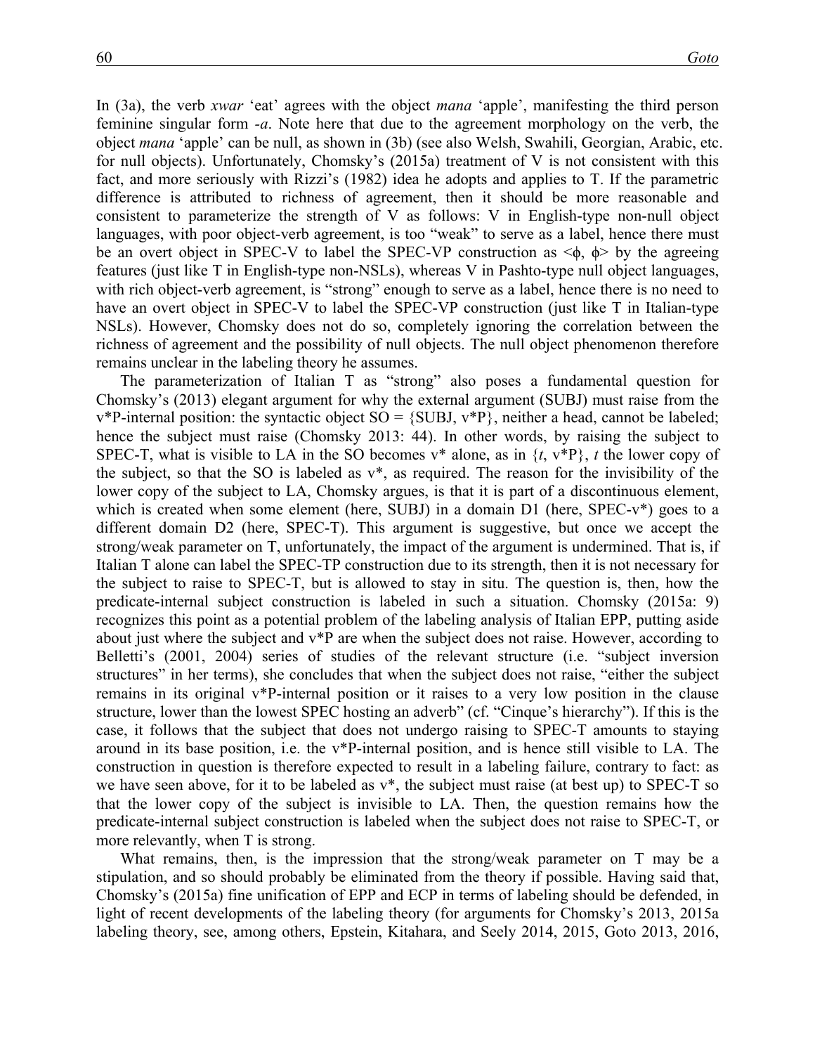In (3a), the verb *xwar* 'eat' agrees with the object *mana* 'apple', manifesting the third person feminine singular form *-a*. Note here that due to the agreement morphology on the verb, the object *mana* 'apple' can be null, as shown in (3b) (see also Welsh, Swahili, Georgian, Arabic, etc. for null objects). Unfortunately, Chomsky's (2015a) treatment of V is not consistent with this fact, and more seriously with Rizzi's (1982) idea he adopts and applies to T. If the parametric difference is attributed to richness of agreement, then it should be more reasonable and consistent to parameterize the strength of V as follows: V in English-type non-null object languages, with poor object-verb agreement, is too "weak" to serve as a label, hence there must be an overt object in SPEC-V to label the SPEC-VP construction as <ϕ, ϕ> by the agreeing features (just like T in English-type non-NSLs), whereas V in Pashto-type null object languages, with rich object-verb agreement, is "strong" enough to serve as a label, hence there is no need to have an overt object in SPEC-V to label the SPEC-VP construction (just like T in Italian-type NSLs). However, Chomsky does not do so, completely ignoring the correlation between the richness of agreement and the possibility of null objects. The null object phenomenon therefore remains unclear in the labeling theory he assumes.

The parameterization of Italian T as "strong" also poses a fundamental question for Chomsky's (2013) elegant argument for why the external argument (SUBJ) must raise from the v*P-internal position: the syntactic object SO = {SUBJ, v*P}, neither a head, cannot be labeled; hence the subject must raise (Chomsky 2013: 44). In other words, by raising the subject to SPEC-T, what is visible to LA in the SO becomes v* alone, as in {*t*, v*P}, *t* the lower copy of the subject, so that the SO is labeled as v*, as required. The reason for the invisibility of the lower copy of the subject to LA, Chomsky argues, is that it is part of a discontinuous element, which is created when some element (here, SUBJ) in a domain D1 (here, SPEC-v*) goes to a different domain D2 (here, SPEC-T). This argument is suggestive, but once we accept the strong/weak parameter on T, unfortunately, the impact of the argument is undermined. That is, if Italian T alone can label the SPEC-TP construction due to its strength, then it is not necessary for the subject to raise to SPEC-T, but is allowed to stay in situ. The question is, then, how the predicate-internal subject construction is labeled in such a situation. Chomsky (2015a: 9) recognizes this point as a potential problem of the labeling analysis of Italian EPP, putting aside about just where the subject and v*P are when the subject does not raise. However, according to Belletti's (2001, 2004) series of studies of the relevant structure (i.e. "subject inversion structures" in her terms), she concludes that when the subject does not raise, "either the subject remains in its original v*P-internal position or it raises to a very low position in the clause structure, lower than the lowest SPEC hosting an adverb" (cf. "Cinque's hierarchy"). If this is the case, it follows that the subject that does not undergo raising to SPEC-T amounts to staying around in its base position, i.e. the v*P-internal position, and is hence still visible to LA. The construction in question is therefore expected to result in a labeling failure, contrary to fact: as we have seen above, for it to be labeled as v*, the subject must raise (at best up) to SPEC-T so that the lower copy of the subject is invisible to LA. Then, the question remains how the predicate-internal subject construction is labeled when the subject does not raise to SPEC-T, or more relevantly, when T is strong.

What remains, then, is the impression that the strong/weak parameter on T may be a stipulation, and so should probably be eliminated from the theory if possible. Having said that, Chomsky's (2015a) fine unification of EPP and ECP in terms of labeling should be defended, in light of recent developments of the labeling theory (for arguments for Chomsky's 2013, 2015a labeling theory, see, among others, Epstein, Kitahara, and Seely 2014, 2015, Goto 2013, 2016,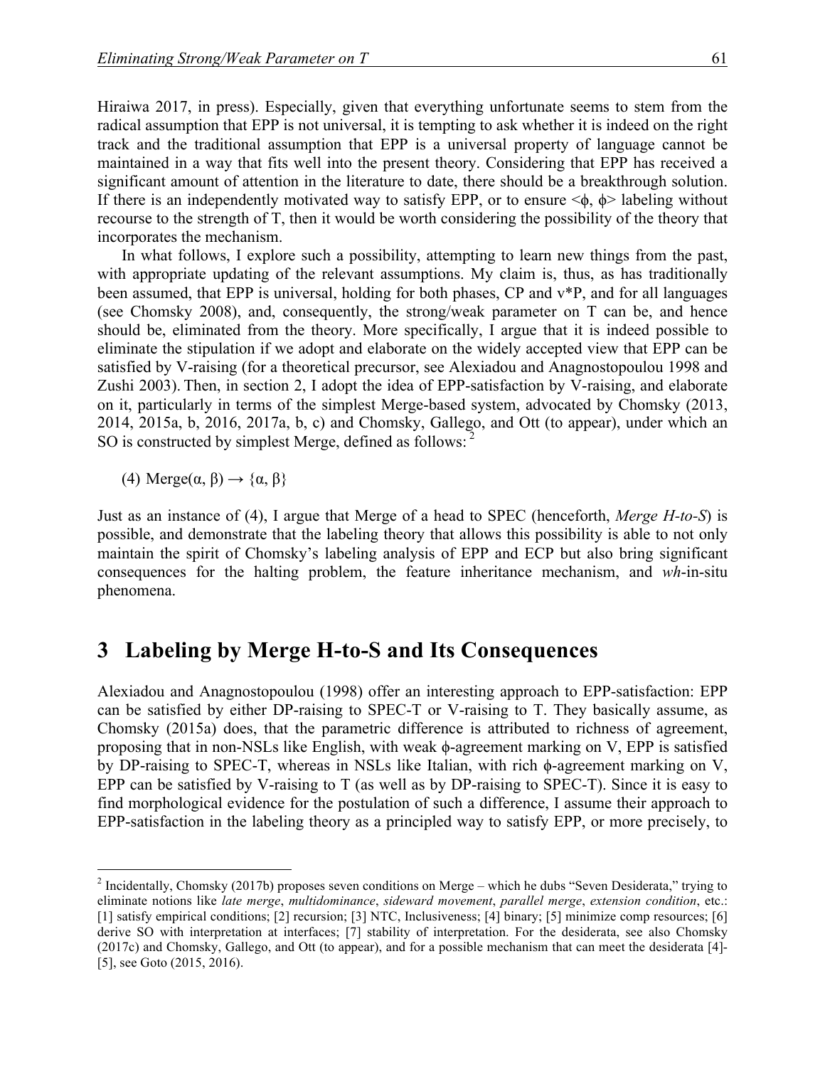Hiraiwa 2017, in press). Especially, given that everything unfortunate seems to stem from the radical assumption that EPP is not universal, it is tempting to ask whether it is indeed on the right track and the traditional assumption that EPP is a universal property of language cannot be maintained in a way that fits well into the present theory. Considering that EPP has received a significant amount of attention in the literature to date, there should be a breakthrough solution. If there is an independently motivated way to satisfy EPP, or to ensure <ϕ, ϕ> labeling without recourse to the strength of T, then it would be worth considering the possibility of the theory that incorporates the mechanism.

In what follows, I explore such a possibility, attempting to learn new things from the past, with appropriate updating of the relevant assumptions. My claim is, thus, as has traditionally been assumed, that EPP is universal, holding for both phases, CP and v*P, and for all languages (see Chomsky 2008), and, consequently, the strong/weak parameter on T can be, and hence should be, eliminated from the theory. More specifically, I argue that it is indeed possible to eliminate the stipulation if we adopt and elaborate on the widely accepted view that EPP can be satisfied by V-raising (for a theoretical precursor, see Alexiadou and Anagnostopoulou 1998 and Zushi 2003). Then, in section 2, I adopt the idea of EPP-satisfaction by V-raising, and elaborate on it, particularly in terms of the simplest Merge-based system, advocated by Chomsky (2013, 2014, 2015a, b, 2016, 2017a, b, c) and Chomsky, Gallego, and Ott (to appear), under which an SO is constructed by simplest Merge, defined as follows: [2]

(4) Merge(α, β) → {α, β}

Just as an instance of (4), I argue that Merge of a head to SPEC (henceforth, *Merge H-to-S*) is possible, and demonstrate that the labeling theory that allows this possibility is able to not only maintain the spirit of Chomsky's labeling analysis of EPP and ECP but also bring significant consequences for the halting problem, the feature inheritance mechanism, and *wh*-in-situ phenomena.

# 3 Labeling by Merge H-to-S and Its Consequences

Alexiadou and Anagnostopoulou (1998) offer an interesting approach to EPP-satisfaction: EPP can be satisfied by either DP-raising to SPEC-T or V-raising to T. They basically assume, as Chomsky (2015a) does, that the parametric difference is attributed to richness of agreement, proposing that in non-NSLs like English, with weak ϕ-agreement marking on V, EPP is satisfied by DP-raising to SPEC-T, whereas in NSLs like Italian, with rich ϕ-agreement marking on V, EPP can be satisfied by V-raising to T (as well as by DP-raising to SPEC-T). Since it is easy to find morphological evidence for the postulation of such a difference, I assume their approach to EPP-satisfaction in the labeling theory as a principled way to satisfy EPP, or more precisely, to

[2] Incidentally, Chomsky (2017b) proposes seven conditions on Merge – which he dubs "Seven Desiderata," trying to eliminate notions like *late merge*, *multidominance*, *sideward movement*, *parallel merge*, *extension condition*, etc.: [1] satisfy empirical conditions; [2] recursion; [3] NTC, Inclusiveness; [4] binary; [5] minimize comp resources; [6] derive SO with interpretation at interfaces; [7] stability of interpretation. For the desiderata, see also Chomsky (2017c) and Chomsky, Gallego, and Ott (to appear), and for a possible mechanism that can meet the desiderata [4]-[5], see Goto (2015, 2016).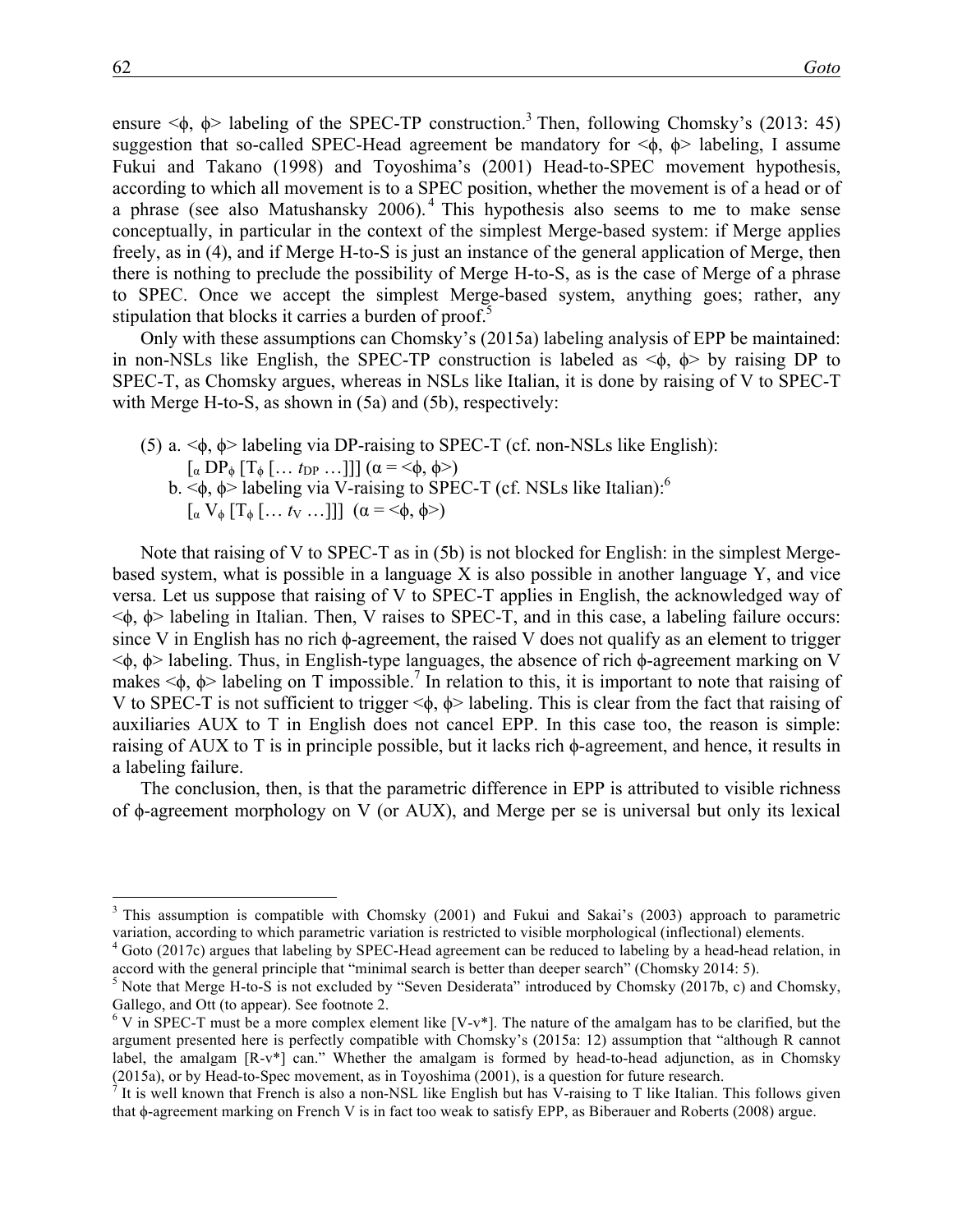ensure $\langle\phi, \phi\rangle$ labeling of the SPEC-TP construction.[3] Then, following Chomsky's (2013: 45) suggestion that so-called SPEC-Head agreement be mandatory for $\langle\phi, \phi\rangle$ labeling, I assume Fukui and Takano (1998) and Toyoshima's (2001) Head-to-SPEC movement hypothesis, according to which all movement is to a SPEC position, whether the movement is of a head or of a phrase (see also Matushansky 2006).[4] This hypothesis also seems to me to make sense conceptually, in particular in the context of the simplest Merge-based system: if Merge applies freely, as in (4), and if Merge H-to-S is just an instance of the general application of Merge, then there is nothing to preclude the possibility of Merge H-to-S, as is the case of Merge of a phrase to SPEC. Once we accept the simplest Merge-based system, anything goes; rather, any stipulation that blocks it carries a burden of proof.[5]

Only with these assumptions can Chomsky's (2015a) labeling analysis of EPP be maintained: in non-NSLs like English, the SPEC-TP construction is labeled as $\langle\phi, \phi\rangle$ by raising DP to SPEC-T, as Chomsky argues, whereas in NSLs like Italian, it is done by raising of V to SPEC-T with Merge H-to-S, as shown in (5a) and (5b), respectively:

(5) a. $\langle\phi, \phi\rangle$ labeling via DP-raising to SPEC-T (cf. non-NSLs like English):
    $[_\alpha\ DP_\phi\ [T_\phi\ [\ldots\ t_{DP}\ \ldots]]]$ ($\alpha = \langle\phi, \phi\rangle$)
  b. $\langle\phi, \phi\rangle$ labeling via V-raising to SPEC-T (cf. NSLs like Italian):[6]
    $[_\alpha\ V_\phi\ [T_\phi\ [\ldots\ t_V\ \ldots]]]$ ($\alpha = \langle\phi, \phi\rangle$)

Note that raising of V to SPEC-T as in (5b) is not blocked for English: in the simplest Merge-based system, what is possible in a language X is also possible in another language Y, and vice versa. Let us suppose that raising of V to SPEC-T applies in English, the acknowledged way of $\langle\phi, \phi\rangle$ labeling in Italian. Then, V raises to SPEC-T, and in this case, a labeling failure occurs: since V in English has no rich $\phi$-agreement, the raised V does not qualify as an element to trigger $\langle\phi, \phi\rangle$ labeling. Thus, in English-type languages, the absence of rich $\phi$-agreement marking on V makes $\langle\phi, \phi\rangle$ labeling on T impossible.[7] In relation to this, it is important to note that raising of V to SPEC-T is not sufficient to trigger $\langle\phi, \phi\rangle$ labeling. This is clear from the fact that raising of auxiliaries AUX to T in English does not cancel EPP. In this case too, the reason is simple: raising of AUX to T is in principle possible, but it lacks rich $\phi$-agreement, and hence, it results in a labeling failure.

The conclusion, then, is that the parametric difference in EPP is attributed to visible richness of $\phi$-agreement morphology on V (or AUX), and Merge per se is universal but only its lexical

---

[3] This assumption is compatible with Chomsky (2001) and Fukui and Sakai's (2003) approach to parametric variation, according to which parametric variation is restricted to visible morphological (inflectional) elements.

[4] Goto (2017c) argues that labeling by SPEC-Head agreement can be reduced to labeling by a head-head relation, in accord with the general principle that "minimal search is better than deeper search" (Chomsky 2014: 5).

[5] Note that Merge H-to-S is not excluded by "Seven Desiderata" introduced by Chomsky (2017b, c) and Chomsky, Gallego, and Ott (to appear). See footnote 2.

[6] V in SPEC-T must be a more complex element like [V-v*]. The nature of the amalgam has to be clarified, but the argument presented here is perfectly compatible with Chomsky's (2015a: 12) assumption that "although R cannot label, the amalgam [R-v*] can." Whether the amalgam is formed by head-to-head adjunction, as in Chomsky (2015a), or by Head-to-Spec movement, as in Toyoshima (2001), is a question for future research.

[7] It is well known that French is also a non-NSL like English but has V-raising to T like Italian. This follows given that $\phi$-agreement marking on French V is in fact too weak to satisfy EPP, as Biberauer and Roberts (2008) argue.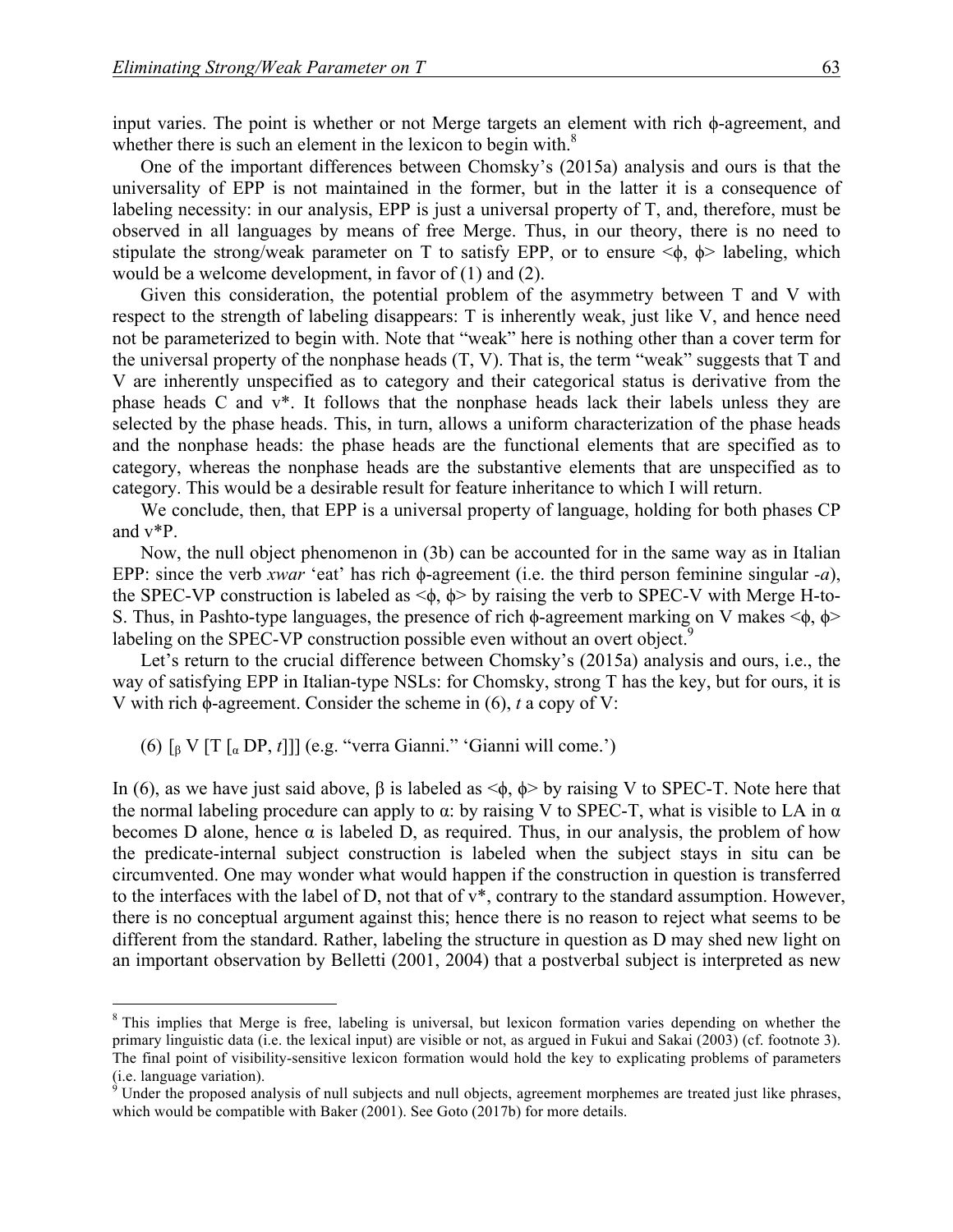input varies. The point is whether or not Merge targets an element with rich ϕ-agreement, and whether there is such an element in the lexicon to begin with.[8]

One of the important differences between Chomsky's (2015a) analysis and ours is that the universality of EPP is not maintained in the former, but in the latter it is a consequence of labeling necessity: in our analysis, EPP is just a universal property of T, and, therefore, must be observed in all languages by means of free Merge. Thus, in our theory, there is no need to stipulate the strong/weak parameter on T to satisfy EPP, or to ensure <ϕ, ϕ> labeling, which would be a welcome development, in favor of (1) and (2).

Given this consideration, the potential problem of the asymmetry between T and V with respect to the strength of labeling disappears: T is inherently weak, just like V, and hence need not be parameterized to begin with. Note that "weak" here is nothing other than a cover term for the universal property of the nonphase heads (T, V). That is, the term "weak" suggests that T and V are inherently unspecified as to category and their categorical status is derivative from the phase heads C and v*. It follows that the nonphase heads lack their labels unless they are selected by the phase heads. This, in turn, allows a uniform characterization of the phase heads and the nonphase heads: the phase heads are the functional elements that are specified as to category, whereas the nonphase heads are the substantive elements that are unspecified as to category. This would be a desirable result for feature inheritance to which I will return.

We conclude, then, that EPP is a universal property of language, holding for both phases CP and v*P.

Now, the null object phenomenon in (3b) can be accounted for in the same way as in Italian EPP: since the verb *xwar* 'eat' has rich ϕ-agreement (i.e. the third person feminine singular *-a*), the SPEC-VP construction is labeled as <ϕ, ϕ> by raising the verb to SPEC-V with Merge H-to-S. Thus, in Pashto-type languages, the presence of rich ϕ-agreement marking on V makes <ϕ, ϕ> labeling on the SPEC-VP construction possible even without an overt object.[9]

Let's return to the crucial difference between Chomsky's (2015a) analysis and ours, i.e., the way of satisfying EPP in Italian-type NSLs: for Chomsky, strong T has the key, but for ours, it is V with rich ϕ-agreement. Consider the scheme in (6), *t* a copy of V:

(6) [$_\beta$ V [T [$_\alpha$ DP, *t*]]] (e.g. "verra Gianni." 'Gianni will come.')

In (6), as we have just said above, β is labeled as <ϕ, ϕ> by raising V to SPEC-T. Note here that the normal labeling procedure can apply to α: by raising V to SPEC-T, what is visible to LA in α becomes D alone, hence α is labeled D, as required. Thus, in our analysis, the problem of how the predicate-internal subject construction is labeled when the subject stays in situ can be circumvented. One may wonder what would happen if the construction in question is transferred to the interfaces with the label of D, not that of v*, contrary to the standard assumption. However, there is no conceptual argument against this; hence there is no reason to reject what seems to be different from the standard. Rather, labeling the structure in question as D may shed new light on an important observation by Belletti (2001, 2004) that a postverbal subject is interpreted as new

---

[8] This implies that Merge is free, labeling is universal, but lexicon formation varies depending on whether the primary linguistic data (i.e. the lexical input) are visible or not, as argued in Fukui and Sakai (2003) (cf. footnote 3). The final point of visibility-sensitive lexicon formation would hold the key to explicating problems of parameters (i.e. language variation).

[9] Under the proposed analysis of null subjects and null objects, agreement morphemes are treated just like phrases, which would be compatible with Baker (2001). See Goto (2017b) for more details.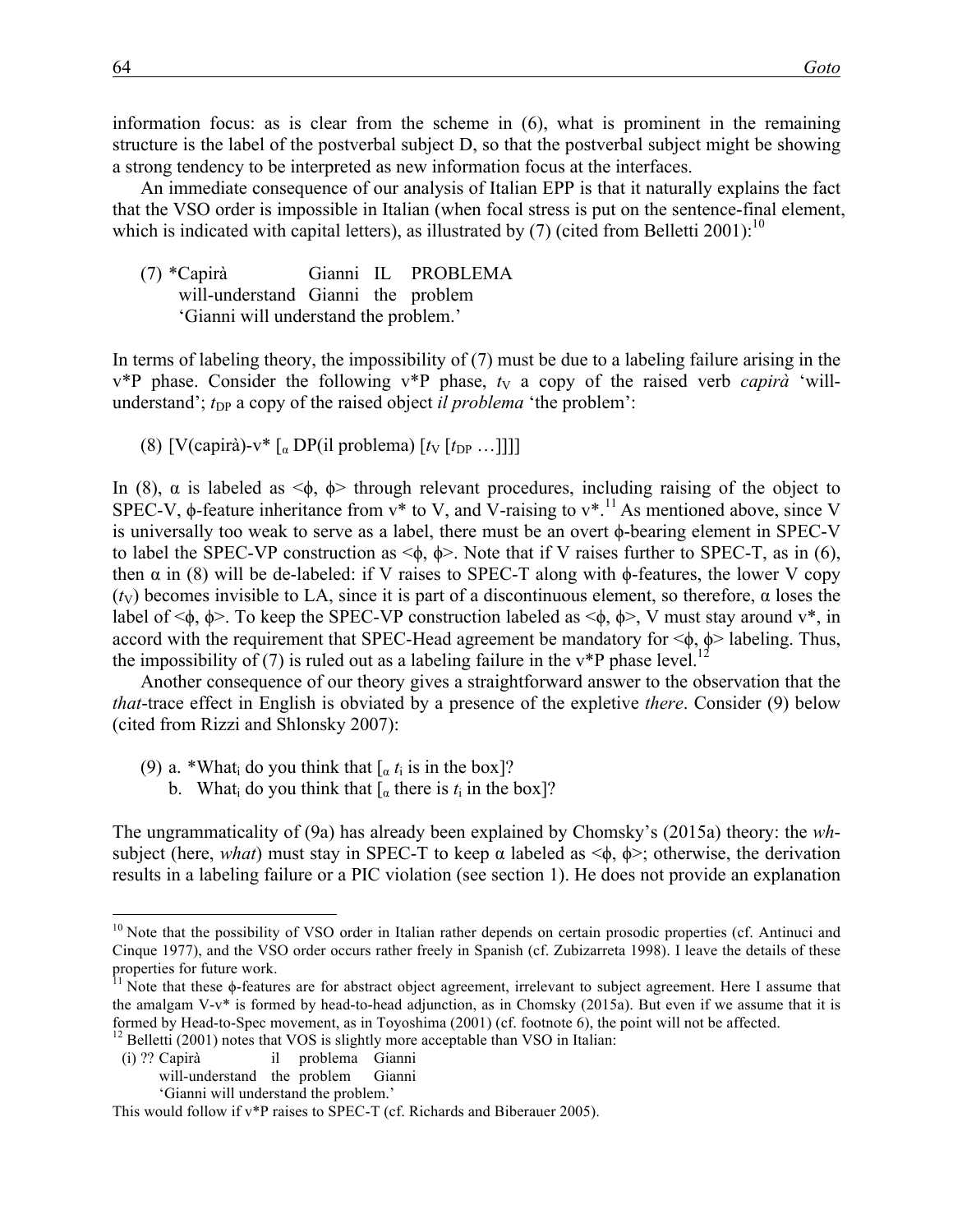information focus: as is clear from the scheme in (6), what is prominent in the remaining structure is the label of the postverbal subject D, so that the postverbal subject might be showing a strong tendency to be interpreted as new information focus at the interfaces.

An immediate consequence of our analysis of Italian EPP is that it naturally explains the fact that the VSO order is impossible in Italian (when focal stress is put on the sentence-final element, which is indicated with capital letters), as illustrated by (7) (cited from Belletti 2001):[10]

(7) *Capirà Gianni IL PROBLEMA
 will-understand Gianni the problem
 'Gianni will understand the problem.'

In terms of labeling theory, the impossibility of (7) must be due to a labeling failure arising in the v*P phase. Consider the following v*P phase, $t_V$ a copy of the raised verb *capirà* 'will-understand'; $t_{DP}$ a copy of the raised object *il problema* 'the problem':

(8) [V(capirà)-v* [$_\alpha$ DP(il problema) [$t_V$ [$t_{DP}$ …]]]]

In (8), α is labeled as <ϕ, ϕ> through relevant procedures, including raising of the object to SPEC-V, ϕ-feature inheritance from v* to V, and V-raising to v*.[11] As mentioned above, since V is universally too weak to serve as a label, there must be an overt ϕ-bearing element in SPEC-V to label the SPEC-VP construction as <ϕ, ϕ>. Note that if V raises further to SPEC-T, as in (6), then α in (8) will be de-labeled: if V raises to SPEC-T along with ϕ-features, the lower V copy ($t_V$) becomes invisible to LA, since it is part of a discontinuous element, so therefore, α loses the label of <ϕ, ϕ>. To keep the SPEC-VP construction labeled as <ϕ, ϕ>, V must stay around v*, in accord with the requirement that SPEC-Head agreement be mandatory for <ϕ, ϕ> labeling. Thus, the impossibility of (7) is ruled out as a labeling failure in the v*P phase level.[12]

Another consequence of our theory gives a straightforward answer to the observation that the *that*-trace effect in English is obviated by a presence of the expletive *there*. Consider (9) below (cited from Rizzi and Shlonsky 2007):

(9) a. *What$_i$ do you think that [$_\alpha$ $t_i$ is in the box]?
 b. What$_i$ do you think that [$_\alpha$ there is $t_i$ in the box]?

The ungrammaticality of (9a) has already been explained by Chomsky's (2015a) theory: the *wh*-subject (here, *what*) must stay in SPEC-T to keep α labeled as <ϕ, ϕ>; otherwise, the derivation results in a labeling failure or a PIC violation (see section 1). He does not provide an explanation

---

[10] Note that the possibility of VSO order in Italian rather depends on certain prosodic properties (cf. Antinuci and Cinque 1977), and the VSO order occurs rather freely in Spanish (cf. Zubizarreta 1998). I leave the details of these properties for future work.

[11] Note that these ϕ-features are for abstract object agreement, irrelevant to subject agreement. Here I assume that the amalgam V-v* is formed by head-to-head adjunction, as in Chomsky (2015a). But even if we assume that it is formed by Head-to-Spec movement, as in Toyoshima (2001) (cf. footnote 6), the point will not be affected.

[12] Belletti (2001) notes that VOS is slightly more acceptable than VSO in Italian:

(i) ?? Capirà il problema Gianni
 will-understand the problem Gianni
 'Gianni will understand the problem.'

This would follow if v*P raises to SPEC-T (cf. Richards and Biberauer 2005).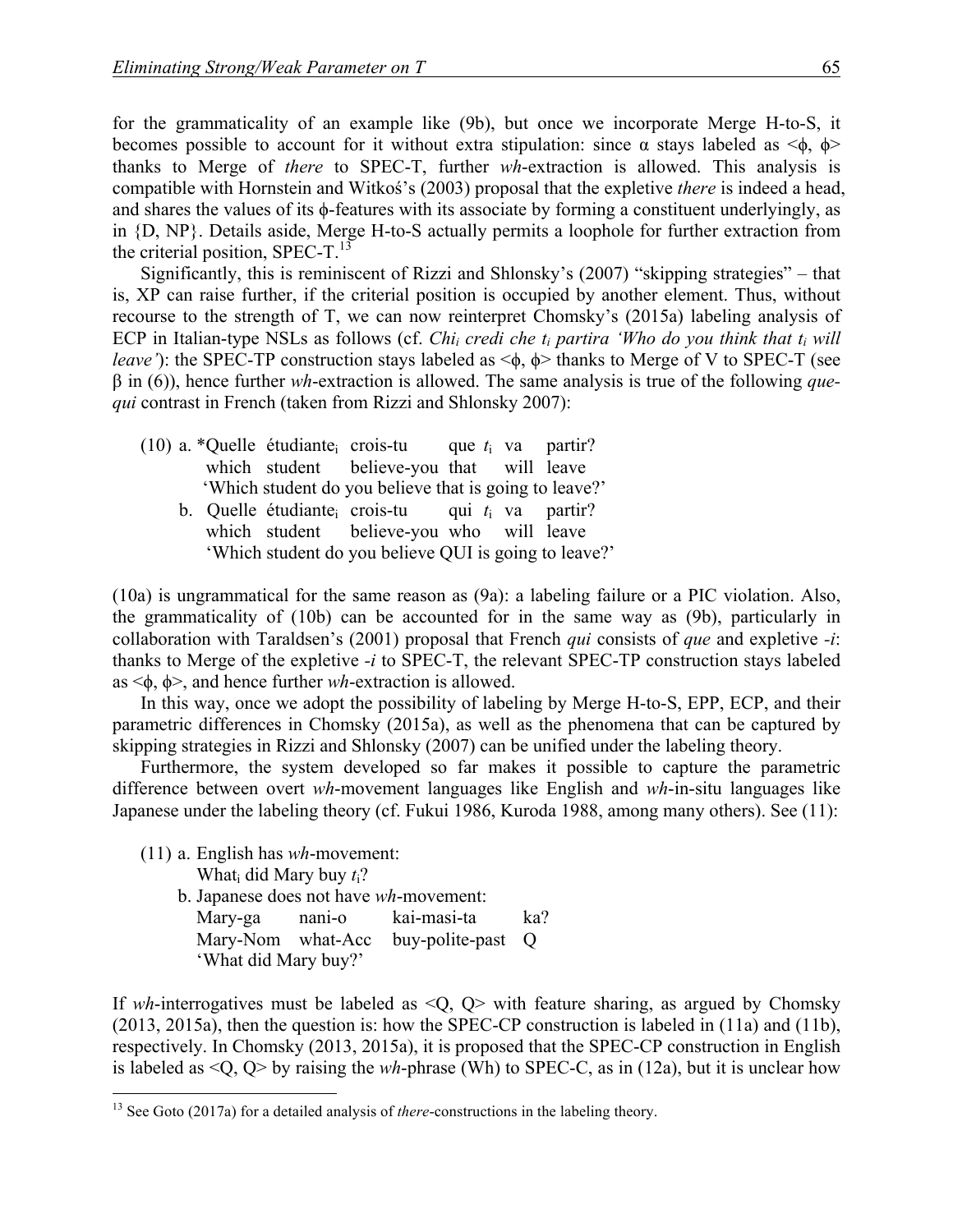for the grammaticality of an example like (9b), but once we incorporate Merge H-to-S, it becomes possible to account for it without extra stipulation: since α stays labeled as <ϕ, ϕ> thanks to Merge of *there* to SPEC-T, further *wh*-extraction is allowed. This analysis is compatible with Hornstein and Witkoś's (2003) proposal that the expletive *there* is indeed a head, and shares the values of its ϕ-features with its associate by forming a constituent underlyingly, as in {D, NP}. Details aside, Merge H-to-S actually permits a loophole for further extraction from the criterial position, SPEC-T.[13]

Significantly, this is reminiscent of Rizzi and Shlonsky's (2007) "skipping strategies" – that is, XP can raise further, if the criterial position is occupied by another element. Thus, without recourse to the strength of T, we can now reinterpret Chomsky's (2015a) labeling analysis of ECP in Italian-type NSLs as follows (cf. *Chi$_i$ credi che $t_i$ partira 'Who do you think that $t_i$ will leave'*): the SPEC-TP construction stays labeled as <ϕ, ϕ> thanks to Merge of V to SPEC-T (see β in (6)), hence further *wh*-extraction is allowed. The same analysis is true of the following *que-qui* contrast in French (taken from Rizzi and Shlonsky 2007):

(10) a. *Quelle étudiante$_i$ crois-tu que $t_i$ va partir?
   which student believe-you that will leave
   'Which student do you believe that is going to leave?'
  b. Quelle étudiante$_i$ crois-tu qui $t_i$ va partir?
   which student believe-you who will leave
   'Which student do you believe QUI is going to leave?'

(10a) is ungrammatical for the same reason as (9a): a labeling failure or a PIC violation. Also, the grammaticality of (10b) can be accounted for in the same way as (9b), particularly in collaboration with Taraldsen's (2001) proposal that French *qui* consists of *que* and expletive *-i*: thanks to Merge of the expletive *-i* to SPEC-T, the relevant SPEC-TP construction stays labeled as <ϕ, ϕ>, and hence further *wh*-extraction is allowed.

In this way, once we adopt the possibility of labeling by Merge H-to-S, EPP, ECP, and their parametric differences in Chomsky (2015a), as well as the phenomena that can be captured by skipping strategies in Rizzi and Shlonsky (2007) can be unified under the labeling theory.

Furthermore, the system developed so far makes it possible to capture the parametric difference between overt *wh*-movement languages like English and *wh*-in-situ languages like Japanese under the labeling theory (cf. Fukui 1986, Kuroda 1988, among many others). See (11):

(11) a. English has *wh*-movement:
   What$_i$ did Mary buy $t_i$?
  b. Japanese does not have *wh*-movement:
   Mary-ga nani-o kai-masi-ta ka?
   Mary-Nom what-Acc buy-polite-past Q
   'What did Mary buy?'

If *wh*-interrogatives must be labeled as <Q, Q> with feature sharing, as argued by Chomsky (2013, 2015a), then the question is: how the SPEC-CP construction is labeled in (11a) and (11b), respectively. In Chomsky (2013, 2015a), it is proposed that the SPEC-CP construction in English is labeled as <Q, Q> by raising the *wh*-phrase (Wh) to SPEC-C, as in (12a), but it is unclear how

[13] See Goto (2017a) for a detailed analysis of *there*-constructions in the labeling theory.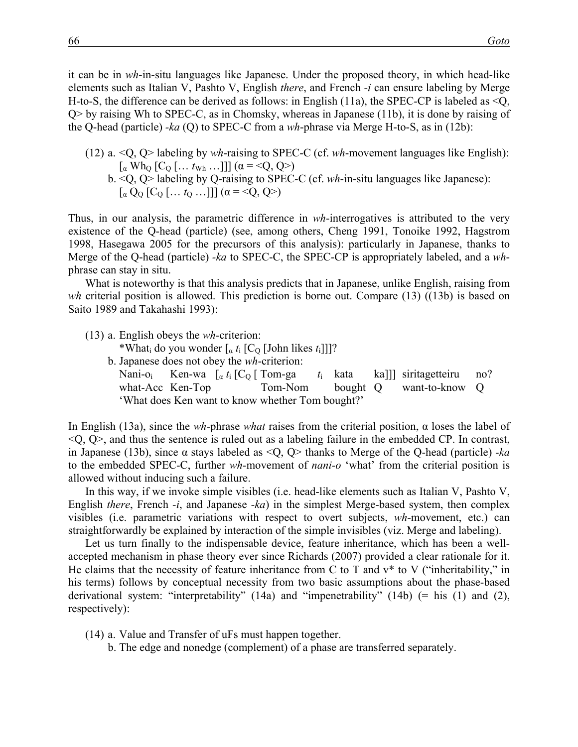it can be in *wh*-in-situ languages like Japanese. Under the proposed theory, in which head-like elements such as Italian V, Pashto V, English *there*, and French *-i* can ensure labeling by Merge H-to-S, the difference can be derived as follows: in English (11a), the SPEC-CP is labeled as <Q, Q> by raising Wh to SPEC-C, as in Chomsky, whereas in Japanese (11b), it is done by raising of the Q-head (particle) *-ka* (Q) to SPEC-C from a *wh*-phrase via Merge H-to-S, as in (12b):

(12) a. <Q, Q> labeling by *wh*-raising to SPEC-C (cf. *wh*-movement languages like English):
  [$_{\alpha}$ Wh$_{Q}$ [C$_{Q}$ [… $t_{Wh}$ …]]] (α = <Q, Q>)
  b. <Q, Q> labeling by Q-raising to SPEC-C (cf. *wh*-in-situ languages like Japanese):
  [$_{\alpha}$ Q$_{Q}$ [C$_{Q}$ [… $t_{Q}$ …]]] (α = <Q, Q>)

Thus, in our analysis, the parametric difference in *wh*-interrogatives is attributed to the very existence of the Q-head (particle) (see, among others, Cheng 1991, Tonoike 1992, Hagstrom 1998, Hasegawa 2005 for the precursors of this analysis): particularly in Japanese, thanks to Merge of the Q-head (particle) *-ka* to SPEC-C, the SPEC-CP is appropriately labeled, and a *wh*-phrase can stay in situ.

What is noteworthy is that this analysis predicts that in Japanese, unlike English, raising from *wh* criterial position is allowed. This prediction is borne out. Compare (13) ((13b) is based on Saito 1989 and Takahashi 1993):

(13) a. English obeys the *wh*-criterion:
  *What$_{i}$ do you wonder [$_{\alpha}$ $t_{i}$ [C$_{Q}$ [John likes $t_{i}$]]]?
  b. Japanese does not obey the *wh*-criterion:
  Nani-o$_{i}$ Ken-wa [$_{\alpha}$ $t_{i}$ [C$_{Q}$ [ Tom-ga $t_{i}$ kata ka]]] siritagetteiru no?
  what-Acc Ken-Top Tom-Nom bought Q want-to-know Q
  'What does Ken want to know whether Tom bought?'

In English (13a), since the *wh*-phrase *what* raises from the criterial position, α loses the label of <Q, Q>, and thus the sentence is ruled out as a labeling failure in the embedded CP. In contrast, in Japanese (13b), since α stays labeled as <Q, Q> thanks to Merge of the Q-head (particle) *-ka* to the embedded SPEC-C, further *wh*-movement of *nani-o* 'what' from the criterial position is allowed without inducing such a failure.

In this way, if we invoke simple visibles (i.e. head-like elements such as Italian V, Pashto V, English *there*, French *-i*, and Japanese *-ka*) in the simplest Merge-based system, then complex visibles (i.e. parametric variations with respect to overt subjects, *wh*-movement, etc.) can straightforwardly be explained by interaction of the simple invisibles (viz. Merge and labeling).

Let us turn finally to the indispensable device, feature inheritance, which has been a well-accepted mechanism in phase theory ever since Richards (2007) provided a clear rationale for it. He claims that the necessity of feature inheritance from C to T and v* to V ("inheritability," in his terms) follows by conceptual necessity from two basic assumptions about the phase-based derivational system: "interpretability" (14a) and "impenetrability" (14b) (= his (1) and (2), respectively):

(14) a. Value and Transfer of uFs must happen together.
  b. The edge and nonedge (complement) of a phase are transferred separately.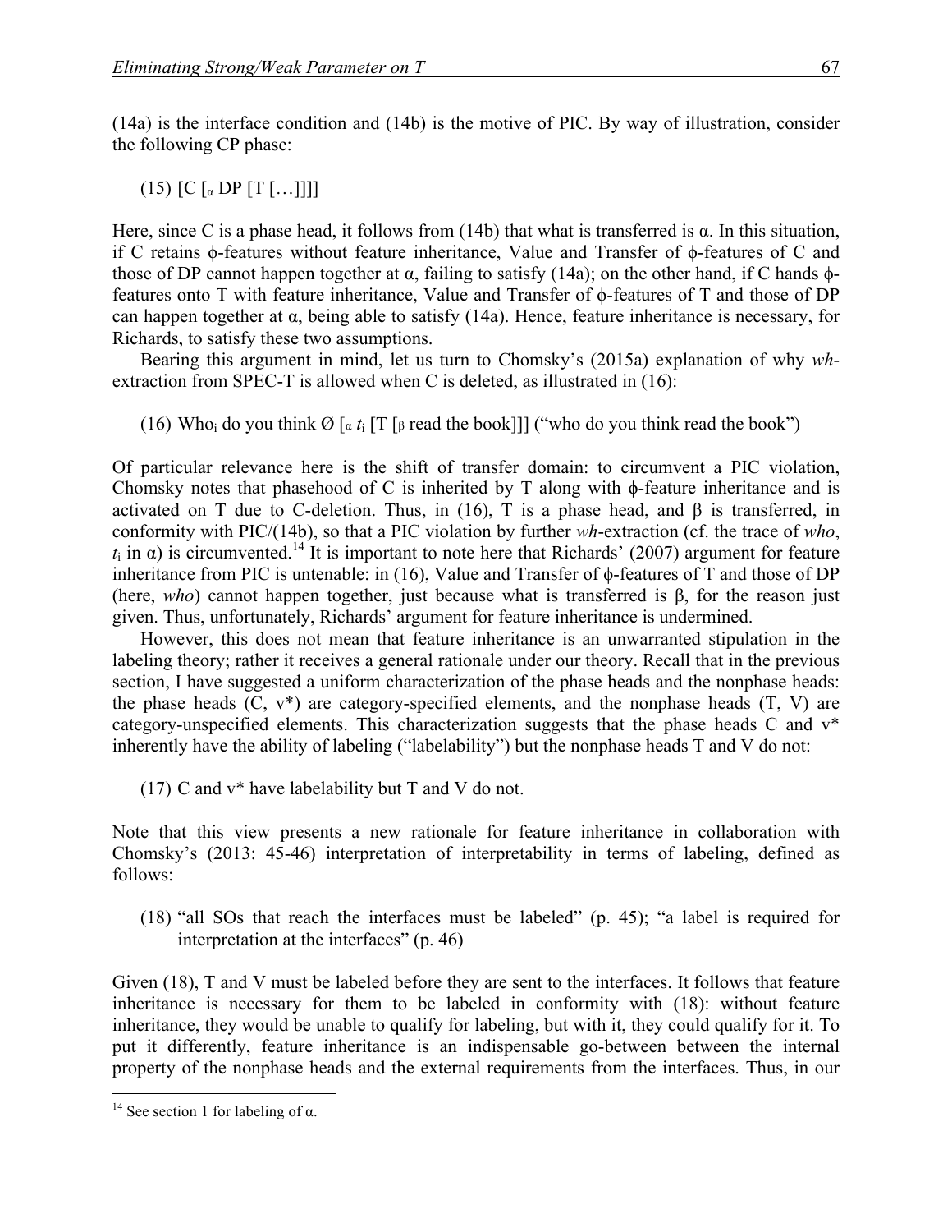(14a) is the interface condition and (14b) is the motive of PIC. By way of illustration, consider the following CP phase:

(15) [C [$_{\alpha}$ DP [T […]]]]

Here, since C is a phase head, it follows from (14b) that what is transferred is α. In this situation, if C retains ϕ-features without feature inheritance, Value and Transfer of ϕ-features of C and those of DP cannot happen together at α, failing to satisfy (14a); on the other hand, if C hands ϕ-features onto T with feature inheritance, Value and Transfer of ϕ-features of T and those of DP can happen together at α, being able to satisfy (14a). Hence, feature inheritance is necessary, for Richards, to satisfy these two assumptions.

Bearing this argument in mind, let us turn to Chomsky's (2015a) explanation of why *wh*-extraction from SPEC-T is allowed when C is deleted, as illustrated in (16):

(16) Who$_i$ do you think Ø [$_{\alpha}$ $t_i$ [T [$_{\beta}$ read the book]]] ("who do you think read the book")

Of particular relevance here is the shift of transfer domain: to circumvent a PIC violation, Chomsky notes that phasehood of C is inherited by T along with ϕ-feature inheritance and is activated on T due to C-deletion. Thus, in (16), T is a phase head, and β is transferred, in conformity with PIC/(14b), so that a PIC violation by further *wh*-extraction (cf. the trace of *who*, $t_i$ in α) is circumvented.[14] It is important to note here that Richards' (2007) argument for feature inheritance from PIC is untenable: in (16), Value and Transfer of ϕ-features of T and those of DP (here, *who*) cannot happen together, just because what is transferred is β, for the reason just given. Thus, unfortunately, Richards' argument for feature inheritance is undermined.

However, this does not mean that feature inheritance is an unwarranted stipulation in the labeling theory; rather it receives a general rationale under our theory. Recall that in the previous section, I have suggested a uniform characterization of the phase heads and the nonphase heads: the phase heads (C, v*) are category-specified elements, and the nonphase heads (T, V) are category-unspecified elements. This characterization suggests that the phase heads C and v* inherently have the ability of labeling ("labelability") but the nonphase heads T and V do not:

(17) C and v* have labelability but T and V do not.

Note that this view presents a new rationale for feature inheritance in collaboration with Chomsky's (2013: 45-46) interpretation of interpretability in terms of labeling, defined as follows:

(18) "all SOs that reach the interfaces must be labeled" (p. 45); "a label is required for interpretation at the interfaces" (p. 46)

Given (18), T and V must be labeled before they are sent to the interfaces. It follows that feature inheritance is necessary for them to be labeled in conformity with (18): without feature inheritance, they would be unable to qualify for labeling, but with it, they could qualify for it. To put it differently, feature inheritance is an indispensable go-between between the internal property of the nonphase heads and the external requirements from the interfaces. Thus, in our

---

[14] See section 1 for labeling of α.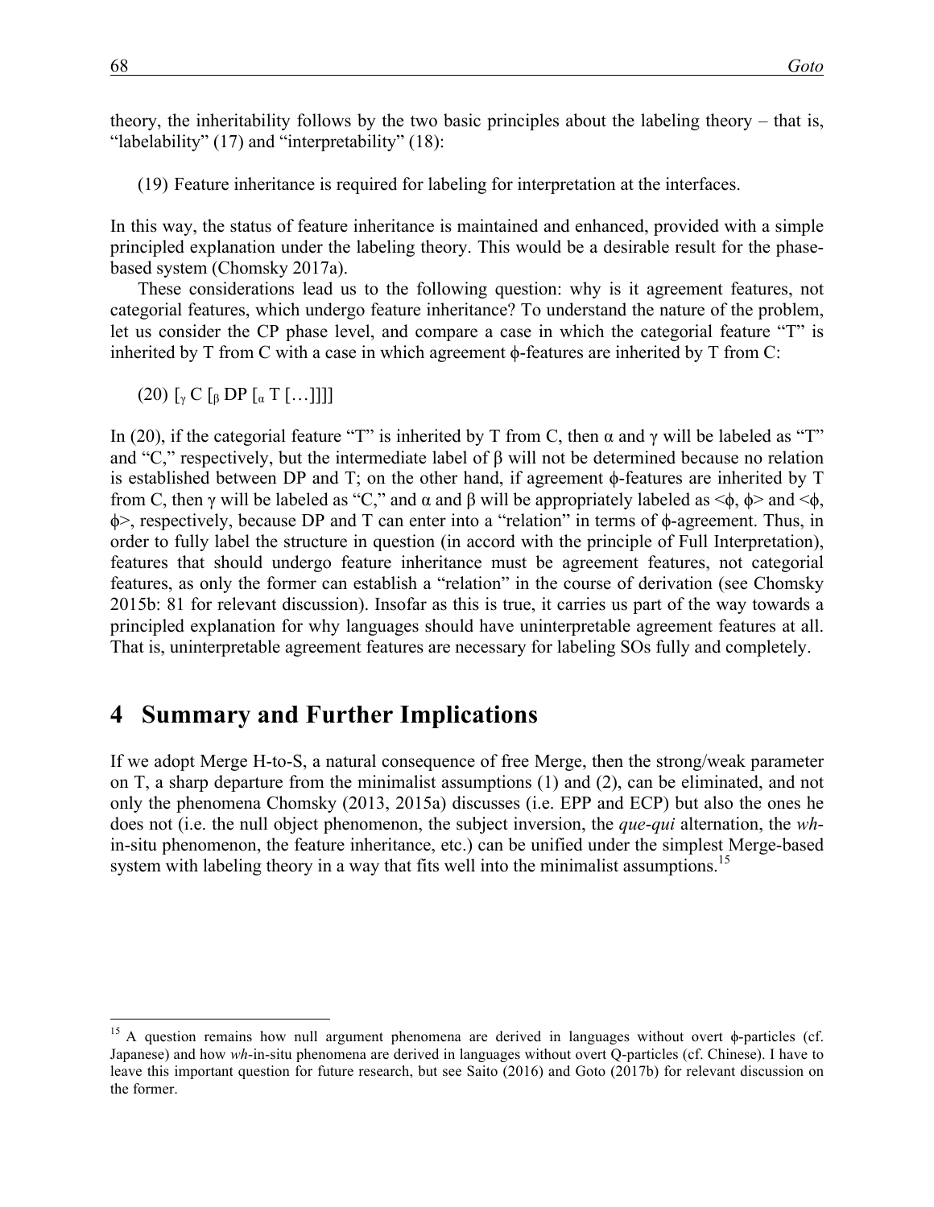theory, the inheritability follows by the two basic principles about the labeling theory – that is, "labelability" (17) and "interpretability" (18):

(19) Feature inheritance is required for labeling for interpretation at the interfaces.

In this way, the status of feature inheritance is maintained and enhanced, provided with a simple principled explanation under the labeling theory. This would be a desirable result for the phase-based system (Chomsky 2017a).

These considerations lead us to the following question: why is it agreement features, not categorial features, which undergo feature inheritance? To understand the nature of the problem, let us consider the CP phase level, and compare a case in which the categorial feature "T" is inherited by T from C with a case in which agreement ϕ-features are inherited by T from C:

(20) [$_{\gamma}$ C [$_{\beta}$ DP [$_{\alpha}$ T […]]]]

In (20), if the categorial feature "T" is inherited by T from C, then α and γ will be labeled as "T" and "C," respectively, but the intermediate label of β will not be determined because no relation is established between DP and T; on the other hand, if agreement ϕ-features are inherited by T from C, then γ will be labeled as "C," and α and β will be appropriately labeled as <ϕ, ϕ> and <ϕ, ϕ>, respectively, because DP and T can enter into a "relation" in terms of ϕ-agreement. Thus, in order to fully label the structure in question (in accord with the principle of Full Interpretation), features that should undergo feature inheritance must be agreement features, not categorial features, as only the former can establish a "relation" in the course of derivation (see Chomsky 2015b: 81 for relevant discussion). Insofar as this is true, it carries us part of the way towards a principled explanation for why languages should have uninterpretable agreement features at all. That is, uninterpretable agreement features are necessary for labeling SOs fully and completely.

## 4 Summary and Further Implications

If we adopt Merge H-to-S, a natural consequence of free Merge, then the strong/weak parameter on T, a sharp departure from the minimalist assumptions (1) and (2), can be eliminated, and not only the phenomena Chomsky (2013, 2015a) discusses (i.e. EPP and ECP) but also the ones he does not (i.e. the null object phenomenon, the subject inversion, the *que*-*qui* alternation, the *wh*-in-situ phenomenon, the feature inheritance, etc.) can be unified under the simplest Merge-based system with labeling theory in a way that fits well into the minimalist assumptions.[15]

[15] A question remains how null argument phenomena are derived in languages without overt ϕ-particles (cf. Japanese) and how *wh*-in-situ phenomena are derived in languages without overt Q-particles (cf. Chinese). I have to leave this important question for future research, but see Saito (2016) and Goto (2017b) for relevant discussion on the former.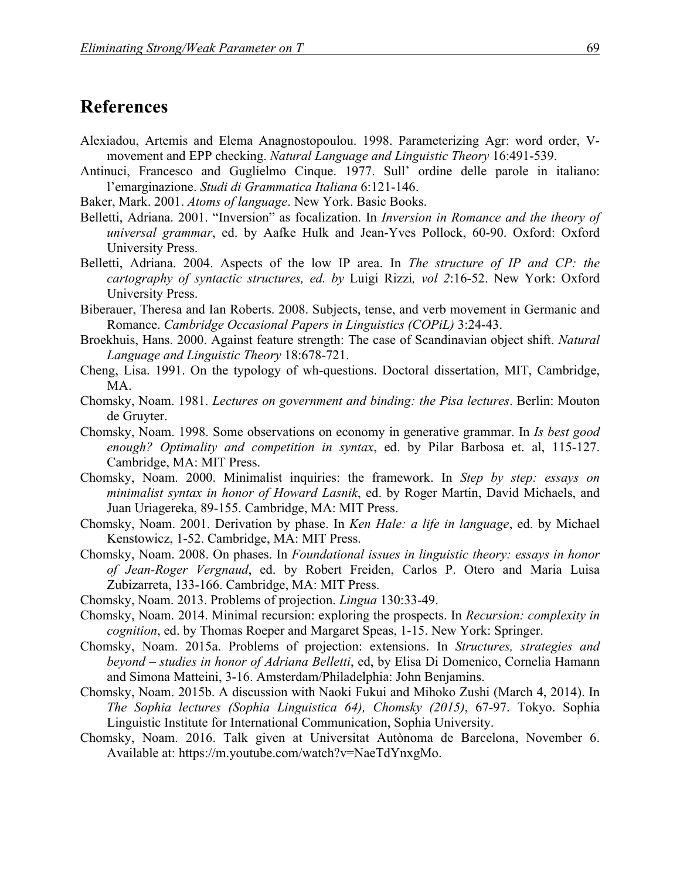# References

Alexiadou, Artemis and Elema Anagnostopoulou. 1998. Parameterizing Agr: word order, V-movement and EPP checking. *Natural Language and Linguistic Theory* 16:491-539.

Antinuci, Francesco and Guglielmo Cinque. 1977. Sull' ordine delle parole in italiano: l'emarginazione. *Studi di Grammatica Italiana* 6:121-146.

Baker, Mark. 2001. *Atoms of language*. New York. Basic Books.

Belletti, Adriana. 2001. "Inversion" as focalization. In *Inversion in Romance and the theory of universal grammar*, ed. by Aafke Hulk and Jean-Yves Pollock, 60-90. Oxford: Oxford University Press.

Belletti, Adriana. 2004. Aspects of the low IP area. In *The structure of IP and CP: the cartography of syntactic structures, ed. by* Luigi Rizzi*, vol 2*:16-52. New York: Oxford University Press.

Biberauer, Theresa and Ian Roberts. 2008. Subjects, tense, and verb movement in Germanic and Romance. *Cambridge Occasional Papers in Linguistics (COPiL)* 3:24-43.

Broekhuis, Hans. 2000. Against feature strength: The case of Scandinavian object shift. *Natural Language and Linguistic Theory* 18:678-721.

Cheng, Lisa. 1991. On the typology of wh-questions. Doctoral dissertation, MIT, Cambridge, MA.

Chomsky, Noam. 1981. *Lectures on government and binding: the Pisa lectures*. Berlin: Mouton de Gruyter.

Chomsky, Noam. 1998. Some observations on economy in generative grammar. In *Is best good enough? Optimality and competition in syntax*, ed. by Pilar Barbosa et. al, 115-127. Cambridge, MA: MIT Press.

Chomsky, Noam. 2000. Minimalist inquiries: the framework. In *Step by step: essays on minimalist syntax in honor of Howard Lasnik*, ed. by Roger Martin, David Michaels, and Juan Uriagereka, 89-155. Cambridge, MA: MIT Press.

Chomsky, Noam. 2001. Derivation by phase. In *Ken Hale: a life in language*, ed. by Michael Kenstowicz, 1-52. Cambridge, MA: MIT Press.

Chomsky, Noam. 2008. On phases. In *Foundational issues in linguistic theory: essays in honor of Jean-Roger Vergnaud*, ed. by Robert Freiden, Carlos P. Otero and Maria Luisa Zubizarreta, 133-166. Cambridge, MA: MIT Press.

Chomsky, Noam. 2013. Problems of projection. *Lingua* 130:33-49.

Chomsky, Noam. 2014. Minimal recursion: exploring the prospects. In *Recursion: complexity in cognition*, ed. by Thomas Roeper and Margaret Speas, 1-15. New York: Springer.

Chomsky, Noam. 2015a. Problems of projection: extensions. In *Structures, strategies and beyond – studies in honor of Adriana Belletti*, ed, by Elisa Di Domenico, Cornelia Hamann and Simona Matteini, 3-16. Amsterdam/Philadelphia: John Benjamins.

Chomsky, Noam. 2015b. A discussion with Naoki Fukui and Mihoko Zushi (March 4, 2014). In *The Sophia lectures (Sophia Linguistica 64), Chomsky (2015)*, 67-97. Tokyo. Sophia Linguistic Institute for International Communication, Sophia University.

Chomsky, Noam. 2016. Talk given at Universitat Autònoma de Barcelona, November 6. Available at: https://m.youtube.com/watch?v=NaeTdYnxgMo.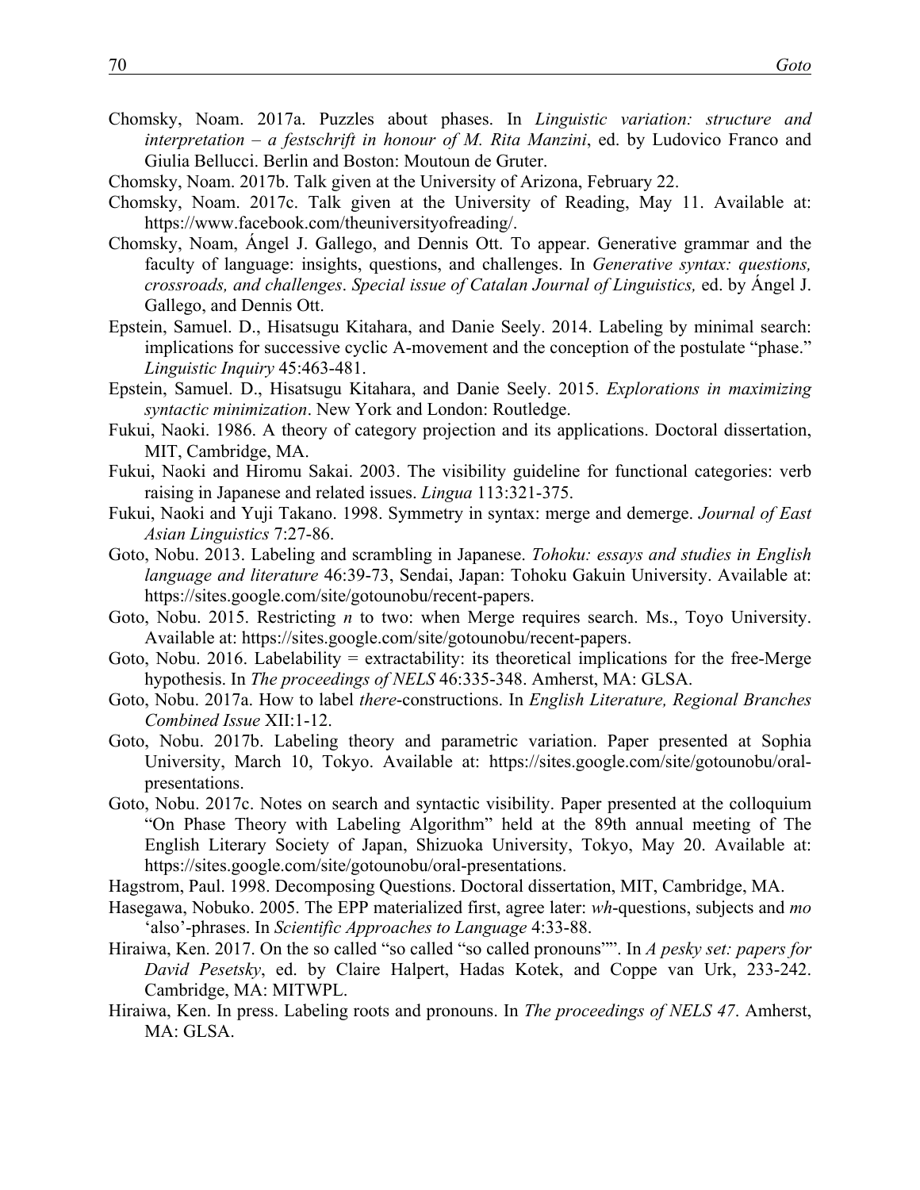Chomsky, Noam. 2017a. Puzzles about phases. In *Linguistic variation: structure and interpretation – a festschrift in honour of M. Rita Manzini*, ed. by Ludovico Franco and Giulia Bellucci. Berlin and Boston: Moutoun de Gruter.

Chomsky, Noam. 2017b. Talk given at the University of Arizona, February 22.

Chomsky, Noam. 2017c. Talk given at the University of Reading, May 11. Available at: https://www.facebook.com/theuniversityofreading/.

Chomsky, Noam, Ángel J. Gallego, and Dennis Ott. To appear. Generative grammar and the faculty of language: insights, questions, and challenges. In *Generative syntax: questions, crossroads, and challenges*. *Special issue of Catalan Journal of Linguistics,* ed. by Ángel J. Gallego, and Dennis Ott.

Epstein, Samuel. D., Hisatsugu Kitahara, and Danie Seely. 2014. Labeling by minimal search: implications for successive cyclic A-movement and the conception of the postulate "phase." *Linguistic Inquiry* 45:463-481.

Epstein, Samuel. D., Hisatsugu Kitahara, and Danie Seely. 2015. *Explorations in maximizing syntactic minimization*. New York and London: Routledge.

Fukui, Naoki. 1986. A theory of category projection and its applications. Doctoral dissertation, MIT, Cambridge, MA.

Fukui, Naoki and Hiromu Sakai. 2003. The visibility guideline for functional categories: verb raising in Japanese and related issues. *Lingua* 113:321-375.

Fukui, Naoki and Yuji Takano. 1998. Symmetry in syntax: merge and demerge. *Journal of East Asian Linguistics* 7:27-86.

Goto, Nobu. 2013. Labeling and scrambling in Japanese. *Tohoku: essays and studies in English language and literature* 46:39-73, Sendai, Japan: Tohoku Gakuin University. Available at: https://sites.google.com/site/gotounobu/recent-papers.

Goto, Nobu. 2015. Restricting *n* to two: when Merge requires search. Ms., Toyo University. Available at: https://sites.google.com/site/gotounobu/recent-papers.

Goto, Nobu. 2016. Labelability = extractability: its theoretical implications for the free-Merge hypothesis. In *The proceedings of NELS* 46:335-348. Amherst, MA: GLSA.

Goto, Nobu. 2017a. How to label *there*-constructions. In *English Literature, Regional Branches Combined Issue* XII:1-12.

Goto, Nobu. 2017b. Labeling theory and parametric variation. Paper presented at Sophia University, March 10, Tokyo. Available at: https://sites.google.com/site/gotounobu/oral-presentations.

Goto, Nobu. 2017c. Notes on search and syntactic visibility. Paper presented at the colloquium "On Phase Theory with Labeling Algorithm" held at the 89th annual meeting of The English Literary Society of Japan, Shizuoka University, Tokyo, May 20. Available at: https://sites.google.com/site/gotounobu/oral-presentations.

Hagstrom, Paul. 1998. Decomposing Questions. Doctoral dissertation, MIT, Cambridge, MA.

Hasegawa, Nobuko. 2005. The EPP materialized first, agree later: *wh*-questions, subjects and *mo* 'also'-phrases. In *Scientific Approaches to Language* 4:33-88.

Hiraiwa, Ken. 2017. On the so called "so called "so called pronouns"". In *A pesky set: papers for David Pesetsky*, ed. by Claire Halpert, Hadas Kotek, and Coppe van Urk, 233-242. Cambridge, MA: MITWPL.

Hiraiwa, Ken. In press. Labeling roots and pronouns. In *The proceedings of NELS 47*. Amherst, MA: GLSA.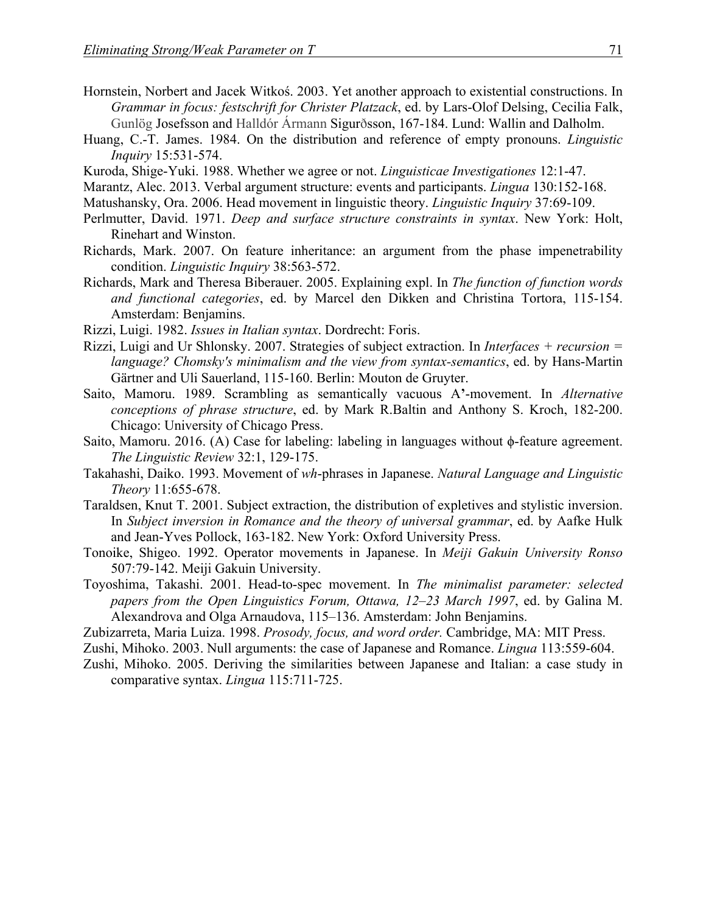Hornstein, Norbert and Jacek Witkoś. 2003. Yet another approach to existential constructions. In *Grammar in focus: festschrift for Christer Platzack*, ed. by Lars-Olof Delsing, Cecilia Falk, Gunlög Josefsson and Halldór Ármann Sigurðsson, 167-184. Lund: Wallin and Dalholm.

Huang, C.-T. James. 1984. On the distribution and reference of empty pronouns. *Linguistic Inquiry* 15:531-574.

Kuroda, Shige-Yuki. 1988. Whether we agree or not. *Linguisticae Investigationes* 12:1-47.

Marantz, Alec. 2013. Verbal argument structure: events and participants. *Lingua* 130:152-168.

Matushansky, Ora. 2006. Head movement in linguistic theory. *Linguistic Inquiry* 37:69-109.

Perlmutter, David. 1971. *Deep and surface structure constraints in syntax*. New York: Holt, Rinehart and Winston.

Richards, Mark. 2007. On feature inheritance: an argument from the phase impenetrability condition. *Linguistic Inquiry* 38:563-572.

Richards, Mark and Theresa Biberauer. 2005. Explaining expl. In *The function of function words and functional categories*, ed. by Marcel den Dikken and Christina Tortora, 115-154. Amsterdam: Benjamins.

Rizzi, Luigi. 1982. *Issues in Italian syntax*. Dordrecht: Foris.

Rizzi, Luigi and Ur Shlonsky. 2007. Strategies of subject extraction. In *Interfaces + recursion = language? Chomsky's minimalism and the view from syntax-semantics*, ed. by Hans-Martin Gärtner and Uli Sauerland, 115-160. Berlin: Mouton de Gruyter.

Saito, Mamoru. 1989. Scrambling as semantically vacuous A'-movement. In *Alternative conceptions of phrase structure*, ed. by Mark R.Baltin and Anthony S. Kroch, 182-200. Chicago: University of Chicago Press.

Saito, Mamoru. 2016. (A) Case for labeling: labeling in languages without ϕ-feature agreement. *The Linguistic Review* 32:1, 129-175.

Takahashi, Daiko. 1993. Movement of *wh*-phrases in Japanese. *Natural Language and Linguistic Theory* 11:655-678.

Taraldsen, Knut T. 2001. Subject extraction, the distribution of expletives and stylistic inversion. In *Subject inversion in Romance and the theory of universal grammar*, ed. by Aafke Hulk and Jean-Yves Pollock, 163-182. New York: Oxford University Press.

Tonoike, Shigeo. 1992. Operator movements in Japanese. In *Meiji Gakuin University Ronso* 507:79-142. Meiji Gakuin University.

Toyoshima, Takashi. 2001. Head-to-spec movement. In *The minimalist parameter: selected papers from the Open Linguistics Forum, Ottawa, 12–23 March 1997*, ed. by Galina M. Alexandrova and Olga Arnaudova, 115–136. Amsterdam: John Benjamins.

Zubizarreta, Maria Luiza. 1998. *Prosody, focus, and word order.* Cambridge, MA: MIT Press.

Zushi, Mihoko. 2003. Null arguments: the case of Japanese and Romance. *Lingua* 113:559-604.

Zushi, Mihoko. 2005. Deriving the similarities between Japanese and Italian: a case study in comparative syntax. *Lingua* 115:711-725.